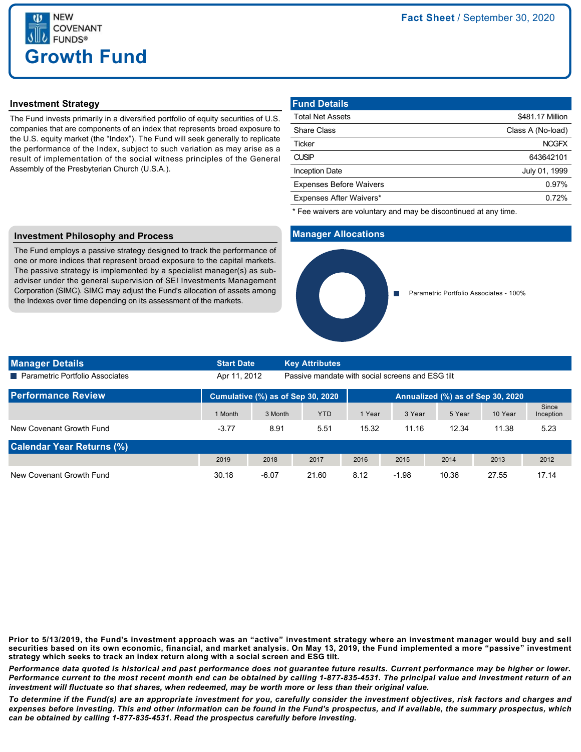NEW COVENANT FUNDS®

# Growth Fund

**Fact Sheet** / September 30, 2020

## Investment Strategy

The Fund invests primarily in a diversified portfolio of equity securities of U.S. companies that are components of an index that represents broad exposure to the U.S. equity market (the "Index"). The Fund will seek generally to replicate the performance of the Index, subject to such variation as may arise as a result of implementation of the social witness principles of the General Assembly of the Presbyterian Church (U.S.A.).

## Fund Details

| | |
|---|---|
| Total Net Assets | $481.17 Million |
| Share Class | Class A (No-load) |
| Ticker | NCGFX |
| CUSIP | 643642101 |
| Inception Date | July 01, 1999 |
| Expenses Before Waivers | 0.97% |
| Expenses After Waivers* | 0.72% |

* Fee waivers are voluntary and may be discontinued at any time.

## Investment Philosophy and Process

The Fund employs a passive strategy designed to track the performance of one or more indices that represent broad exposure to the capital markets. The passive strategy is implemented by a specialist manager(s) as sub-adviser under the general supervision of SEI Investments Management Corporation (SIMC). SIMC may adjust the Fund's allocation of assets among the Indexes over time depending on its assessment of the markets.

## Manager Allocations

Parametric Portfolio Associates - 100%

## Manager Details

| Manager Details | Start Date | Key Attributes |
|---|---|---|
| Parametric Portfolio Associates | Apr 11, 2012 | Passive mandate with social screens and ESG tilt |

## Performance Review

| | Cumulative (%) as of Sep 30, 2020 | | | Annualized (%) as of Sep 30, 2020 | | | | |
|---|---|---|---|---|---|---|---|---|
| | 1 Month | 3 Month | YTD | 1 Year | 3 Year | 5 Year | 10 Year | Since Inception |
| New Covenant Growth Fund | -3.77 | 8.91 | 5.51 | 15.32 | 11.16 | 12.34 | 11.38 | 5.23 |

## Calendar Year Returns (%)

| | 2019 | 2018 | 2017 | 2016 | 2015 | 2014 | 2013 | 2012 |
|---|---|---|---|---|---|---|---|---|
| New Covenant Growth Fund | 30.18 | -6.07 | 21.60 | 8.12 | -1.98 | 10.36 | 27.55 | 17.14 |

**Prior to 5/13/2019, the Fund's investment approach was an "active" investment strategy where an investment manager would buy and sell securities based on its own economic, financial, and market analysis. On May 13, 2019, the Fund implemented a more "passive" investment strategy which seeks to track an index return along with a social screen and ESG tilt.**

***Performance data quoted is historical and past performance does not guarantee future results. Current performance may be higher or lower. Performance current to the most recent month end can be obtained by calling 1-877-835-4531. The principal value and investment return of an investment will fluctuate so that shares, when redeemed, may be worth more or less than their original value.***

***To determine if the Fund(s) are an appropriate investment for you, carefully consider the investment objectives, risk factors and charges and expenses before investing. This and other information can be found in the Fund's prospectus, and if available, the summary prospectus, which can be obtained by calling 1-877-835-4531. Read the prospectus carefully before investing.***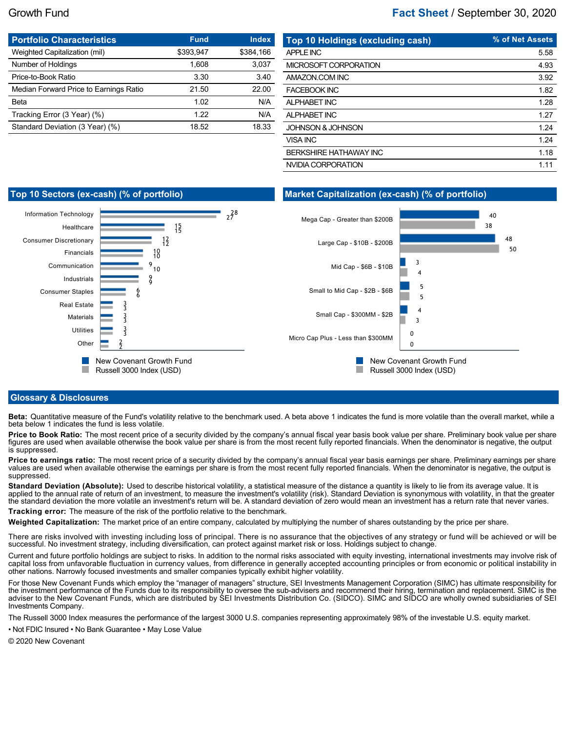Growth Fund

**Fact Sheet** / September 30, 2020

| Portfolio Characteristics | Fund | Index |
|---|---|---|
| Weighted Capitalization (mil) | $393,947 | $384,166 |
| Number of Holdings | 1,608 | 3,037 |
| Price-to-Book Ratio | 3.30 | 3.40 |
| Median Forward Price to Earnings Ratio | 21.50 | 22.00 |
| Beta | 1.02 | N/A |
| Tracking Error (3 Year) (%) | 1.22 | N/A |
| Standard Deviation (3 Year) (%) | 18.52 | 18.33 |

| Top 10 Holdings (excluding cash) | % of Net Assets |
|---|---|
| APPLE INC | 5.58 |
| MICROSOFT CORPORATION | 4.93 |
| AMAZON.COM INC | 3.92 |
| FACEBOOK INC | 1.82 |
| ALPHABET INC | 1.28 |
| ALPHABET INC | 1.27 |
| JOHNSON & JOHNSON | 1.24 |
| VISA INC | 1.24 |
| BERKSHIRE HATHAWAY INC | 1.18 |
| NVIDIA CORPORATION | 1.11 |

## Top 10 Sectors (ex-cash) (% of portfolio)

Information Technology 28 27
Healthcare 15 15
Consumer Discretionary 12 12
Financials 10 10
Communication 9 10
Industrials 9 9
Consumer Staples 6 6
Real Estate 3 3
Materials 3 3
Utilities 3 3
Other 2 2

New Covenant Growth Fund
Russell 3000 Index (USD)

## Market Capitalization (ex-cash) (% of portfolio)

Mega Cap - Greater than $200B 40 38
Large Cap - $10B - $200B 48 50
Mid Cap - $6B - $10B 3 4
Small to Mid Cap - $2B - $6B 5 5
Small Cap - $300MM - $2B 4 3
Micro Cap Plus - Less than $300MM 0 0

New Covenant Growth Fund
Russell 3000 Index (USD)

## Glossary & Disclosures

**Beta:** Quantitative measure of the Fund's volatility relative to the benchmark used. A beta above 1 indicates the fund is more volatile than the overall market, while a beta below 1 indicates the fund is less volatile.

**Price to Book Ratio:** The most recent price of a security divided by the company's annual fiscal year basis book value per share. Preliminary book value per share figures are used when available otherwise the book value per share is from the most recent fully reported financials. When the denominator is negative, the output is suppressed.

**Price to earnings ratio:** The most recent price of a security divided by the company's annual fiscal year basis earnings per share. Preliminary earnings per share values are used when available otherwise the earnings per share is from the most recent fully reported financials. When the denominator is negative, the output is suppressed.

**Standard Deviation (Absolute):** Used to describe historical volatility, a statistical measure of the distance a quantity is likely to lie from its average value. It is applied to the annual rate of return of an investment, to measure the investment's volatility (risk). Standard Deviation is synonymous with volatility, in that the greater the standard deviation the more volatile an investment's return will be. A standard deviation of zero would mean an investment has a return rate that never varies.

**Tracking error:** The measure of the risk of the portfolio relative to the benchmark.

**Weighted Capitalization:** The market price of an entire company, calculated by multiplying the number of shares outstanding by the price per share.

There are risks involved with investing including loss of principal. There is no assurance that the objectives of any strategy or fund will be achieved or will be successful. No investment strategy, including diversification, can protect against market risk or loss. Holdings subject to change.

Current and future portfolio holdings are subject to risks. In addition to the normal risks associated with equity investing, international investments may involve risk of capital loss from unfavorable fluctuation in currency values, from difference in generally accepted accounting principles or from economic or political instability in other nations. Narrowly focused investments and smaller companies typically exhibit higher volatility.

For those New Covenant Funds which employ the "manager of managers" structure, SEI Investments Management Corporation (SIMC) has ultimate responsibility for the investment performance of the Funds due to its responsibility to oversee the sub-advisers and recommend their hiring, termination and replacement. SIMC is the adviser to the New Covenant Funds, which are distributed by SEI Investments Distribution Co. (SIDCO). SIMC and SIDCO are wholly owned subsidiaries of SEI Investments Company.

The Russell 3000 Index measures the performance of the largest 3000 U.S. companies representing approximately 98% of the investable U.S. equity market.

• Not FDIC Insured • No Bank Guarantee • May Lose Value

© 2020 New Covenant